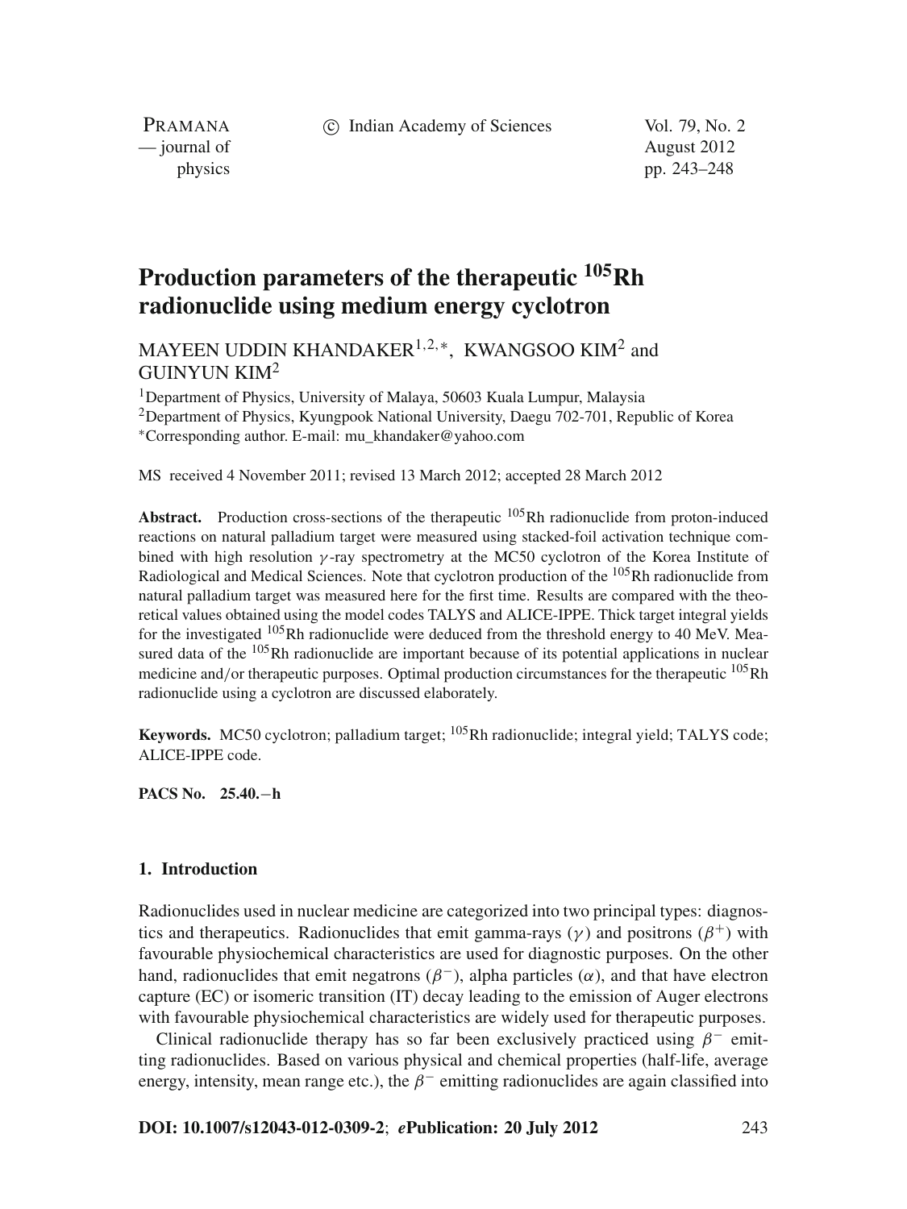# Production parameters of the therapeutic $^{105}$Rh radionuclide using medium energy cyclotron

MAYEEN UDDIN KHANDAKER[1,2,*], KWANGSOO KIM[2] and GUINYUN KIM[2]

[1]Department of Physics, University of Malaya, 50603 Kuala Lumpur, Malaysia

[2]Department of Physics, Kyungpook National University, Daegu 702-701, Republic of Korea

[*]Corresponding author. E-mail: mu_khandaker@yahoo.com

MS received 4 November 2011; revised 13 March 2012; accepted 28 March 2012

**Abstract.** Production cross-sections of the therapeutic $^{105}$Rh radionuclide from proton-induced reactions on natural palladium target were measured using stacked-foil activation technique combined with high resolution $\gamma$-ray spectrometry at the MC50 cyclotron of the Korea Institute of Radiological and Medical Sciences. Note that cyclotron production of the $^{105}$Rh radionuclide from natural palladium target was measured here for the first time. Results are compared with the theoretical values obtained using the model codes TALYS and ALICE-IPPE. Thick target integral yields for the investigated $^{105}$Rh radionuclide were deduced from the threshold energy to 40 MeV. Measured data of the $^{105}$Rh radionuclide are important because of its potential applications in nuclear medicine and/or therapeutic purposes. Optimal production circumstances for the therapeutic $^{105}$Rh radionuclide using a cyclotron are discussed elaborately.

**Keywords.** MC50 cyclotron; palladium target; $^{105}$Rh radionuclide; integral yield; TALYS code; ALICE-IPPE code.

**PACS No.** **25.40.−h**

## 1. Introduction

Radionuclides used in nuclear medicine are categorized into two principal types: diagnostics and therapeutics. Radionuclides that emit gamma-rays ($\gamma$) and positrons ($\beta^+$) with favourable physiochemical characteristics are used for diagnostic purposes. On the other hand, radionuclides that emit negatrons ($\beta^-$), alpha particles ($\alpha$), and that have electron capture (EC) or isomeric transition (IT) decay leading to the emission of Auger electrons with favourable physiochemical characteristics are widely used for therapeutic purposes.

Clinical radionuclide therapy has so far been exclusively practiced using $\beta^-$ emitting radionuclides. Based on various physical and chemical properties (half-life, average energy, intensity, mean range etc.), the $\beta^-$ emitting radionuclides are again classified into

**DOI: 10.1007/s12043-012-0309-2**; ***e*Publication: 20 July 2012**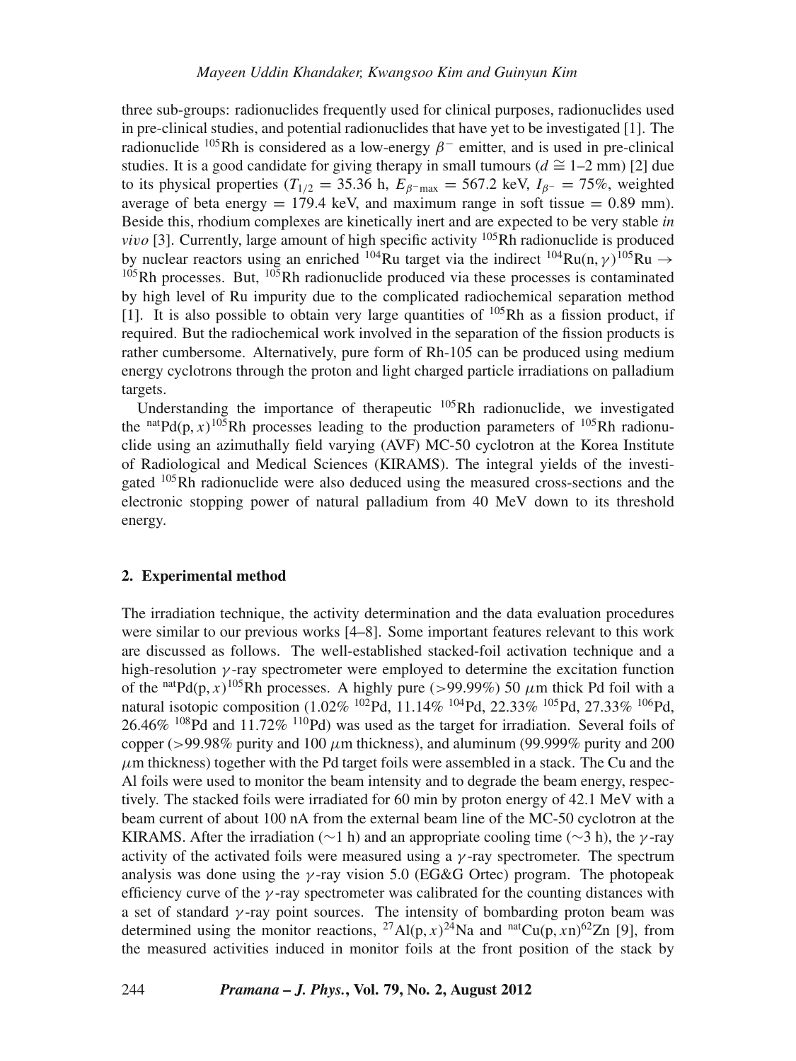three sub-groups: radionuclides frequently used for clinical purposes, radionuclides used in pre-clinical studies, and potential radionuclides that have yet to be investigated [1]. The radionuclide $^{105}$Rh is considered as a low-energy $\beta^-$ emitter, and is used in pre-clinical studies. It is a good candidate for giving therapy in small tumours ($d \cong$ 1–2 mm) [2] due to its physical properties ($T_{1/2}$ = 35.36 h, $E_{\beta^- \max}$ = 567.2 keV, $I_{\beta^-}$ = 75%, weighted average of beta energy = 179.4 keV, and maximum range in soft tissue = 0.89 mm). Beside this, rhodium complexes are kinetically inert and are expected to be very stable *in vivo* [3]. Currently, large amount of high specific activity $^{105}$Rh radionuclide is produced by nuclear reactors using an enriched $^{104}$Ru target via the indirect $^{104}$Ru(n, $\gamma$)$^{105}$Ru $\rightarrow$ $^{105}$Rh processes. But, $^{105}$Rh radionuclide produced via these processes is contaminated by high level of Ru impurity due to the complicated radiochemical separation method [1]. It is also possible to obtain very large quantities of $^{105}$Rh as a fission product, if required. But the radiochemical work involved in the separation of the fission products is rather cumbersome. Alternatively, pure form of Rh-105 can be produced using medium energy cyclotrons through the proton and light charged particle irradiations on palladium targets.

Understanding the importance of therapeutic $^{105}$Rh radionuclide, we investigated the $^{\mathrm{nat}}$Pd(p, $x$)$^{105}$Rh processes leading to the production parameters of $^{105}$Rh radionuclide using an azimuthally field varying (AVF) MC-50 cyclotron at the Korea Institute of Radiological and Medical Sciences (KIRAMS). The integral yields of the investigated $^{105}$Rh radionuclide were also deduced using the measured cross-sections and the electronic stopping power of natural palladium from 40 MeV down to its threshold energy.

## 2. Experimental method

The irradiation technique, the activity determination and the data evaluation procedures were similar to our previous works [4–8]. Some important features relevant to this work are discussed as follows. The well-established stacked-foil activation technique and a high-resolution $\gamma$-ray spectrometer were employed to determine the excitation function of the $^{\mathrm{nat}}$Pd(p, $x$)$^{105}$Rh processes. A highly pure (>99.99%) 50 $\mu$m thick Pd foil with a natural isotopic composition (1.02% $^{102}$Pd, 11.14% $^{104}$Pd, 22.33% $^{105}$Pd, 27.33% $^{106}$Pd, 26.46% $^{108}$Pd and 11.72% $^{110}$Pd) was used as the target for irradiation. Several foils of copper (>99.98% purity and 100 $\mu$m thickness), and aluminum (99.999% purity and 200 $\mu$m thickness) together with the Pd target foils were assembled in a stack. The Cu and the Al foils were used to monitor the beam intensity and to degrade the beam energy, respectively. The stacked foils were irradiated for 60 min by proton energy of 42.1 MeV with a beam current of about 100 nA from the external beam line of the MC-50 cyclotron at the KIRAMS. After the irradiation (~1 h) and an appropriate cooling time (~3 h), the $\gamma$-ray activity of the activated foils were measured using a $\gamma$-ray spectrometer. The spectrum analysis was done using the $\gamma$-ray vision 5.0 (EG&G Ortec) program. The photopeak efficiency curve of the $\gamma$-ray spectrometer was calibrated for the counting distances with a set of standard $\gamma$-ray point sources. The intensity of bombarding proton beam was determined using the monitor reactions, $^{27}$Al(p, $x$)$^{24}$Na and $^{\mathrm{nat}}$Cu(p, $x$n)$^{62}$Zn [9], from the measured activities induced in monitor foils at the front position of the stack by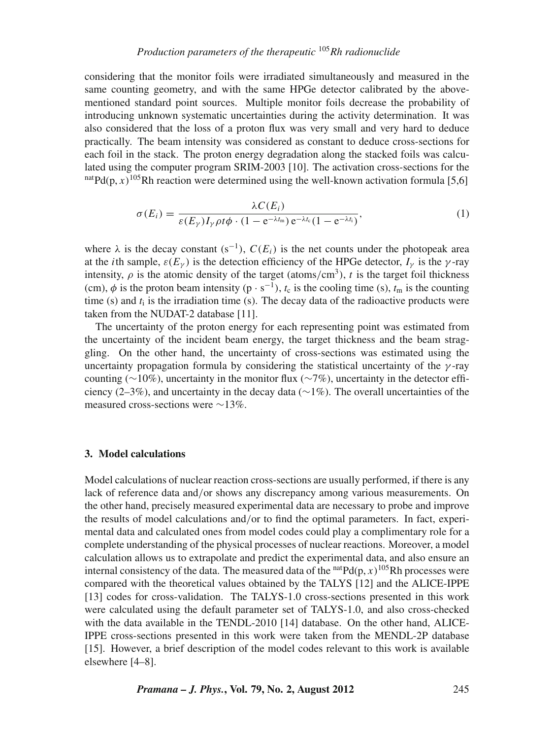considering that the monitor foils were irradiated simultaneously and measured in the same counting geometry, and with the same HPGe detector calibrated by the above-mentioned standard point sources. Multiple monitor foils decrease the probability of introducing unknown systematic uncertainties during the activity determination. It was also considered that the loss of a proton flux was very small and very hard to deduce practically. The beam intensity was considered as constant to deduce cross-sections for each foil in the stack. The proton energy degradation along the stacked foils was calculated using the computer program SRIM-2003 [10]. The activation cross-sections for the $^{\mathrm{nat}}\mathrm{Pd}(\mathrm{p}, x)^{105}\mathrm{Rh}$ reaction were determined using the well-known activation formula [5,6]

$$\sigma(E_i) = \frac{\lambda C(E_i)}{\varepsilon(E_\gamma) I_\gamma \rho t \phi \cdot (1 - \mathrm{e}^{-\lambda t_\mathrm{m}})\, \mathrm{e}^{-\lambda t_\mathrm{c}} (1 - \mathrm{e}^{-\lambda t_\mathrm{i}})}, \tag{1}$$

where $\lambda$ is the decay constant ($\mathrm{s}^{-1}$), $C(E_i)$ is the net counts under the photopeak area at the $i$th sample, $\varepsilon(E_\gamma)$ is the detection efficiency of the HPGe detector, $I_\gamma$ is the $\gamma$-ray intensity, $\rho$ is the atomic density of the target ($\mathrm{atoms/cm^3}$), $t$ is the target foil thickness (cm), $\phi$ is the proton beam intensity ($\mathrm{p \cdot s^{-1}}$), $t_\mathrm{c}$ is the cooling time (s), $t_\mathrm{m}$ is the counting time (s) and $t_\mathrm{i}$ is the irradiation time (s). The decay data of the radioactive products were taken from the NUDAT-2 database [11].

The uncertainty of the proton energy for each representing point was estimated from the uncertainty of the incident beam energy, the target thickness and the beam straggling. On the other hand, the uncertainty of cross-sections was estimated using the uncertainty propagation formula by considering the statistical uncertainty of the $\gamma$-ray counting ($\sim$10%), uncertainty in the monitor flux ($\sim$7%), uncertainty in the detector efficiency (2–3%), and uncertainty in the decay data ($\sim$1%). The overall uncertainties of the measured cross-sections were $\sim$13%.

## 3. Model calculations

Model calculations of nuclear reaction cross-sections are usually performed, if there is any lack of reference data and/or shows any discrepancy among various measurements. On the other hand, precisely measured experimental data are necessary to probe and improve the results of model calculations and/or to find the optimal parameters. In fact, experimental data and calculated ones from model codes could play a complimentary role for a complete understanding of the physical processes of nuclear reactions. Moreover, a model calculation allows us to extrapolate and predict the experimental data, and also ensure an internal consistency of the data. The measured data of the $^{\mathrm{nat}}\mathrm{Pd}(\mathrm{p}, x)^{105}\mathrm{Rh}$ processes were compared with the theoretical values obtained by the TALYS [12] and the ALICE-IPPE [13] codes for cross-validation. The TALYS-1.0 cross-sections presented in this work were calculated using the default parameter set of TALYS-1.0, and also cross-checked with the data available in the TENDL-2010 [14] database. On the other hand, ALICE-IPPE cross-sections presented in this work were taken from the MENDL-2P database [15]. However, a brief description of the model codes relevant to this work is available elsewhere [4–8].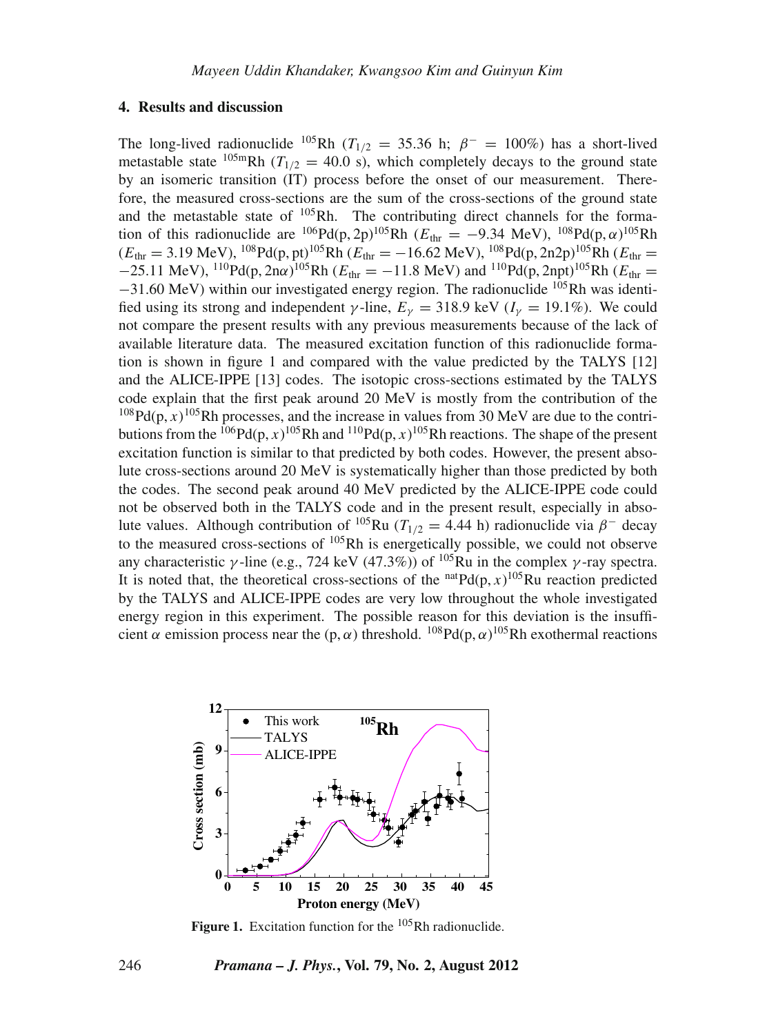## 4. Results and discussion

The long-lived radionuclide $^{105}$Rh ($T_{1/2}$ = 35.36 h; $\beta^-$ = 100%) has a short-lived metastable state $^{105m}$Rh ($T_{1/2}$ = 40.0 s), which completely decays to the ground state by an isomeric transition (IT) process before the onset of our measurement. Therefore, the measured cross-sections are the sum of the cross-sections of the ground state and the metastable state of $^{105}$Rh. The contributing direct channels for the formation of this radionuclide are $^{106}$Pd(p, 2p)$^{105}$Rh ($E_{\text{thr}} = -9.34$ MeV), $^{108}$Pd(p, $\alpha$)$^{105}$Rh ($E_{\text{thr}} = 3.19$ MeV), $^{108}$Pd(p, pt)$^{105}$Rh ($E_{\text{thr}} = -16.62$ MeV), $^{108}$Pd(p, 2n2p)$^{105}$Rh ($E_{\text{thr}} = -25.11$ MeV), $^{110}$Pd(p, 2n$\alpha$)$^{105}$Rh ($E_{\text{thr}} = -11.8$ MeV) and $^{110}$Pd(p, 2npt)$^{105}$Rh ($E_{\text{thr}} = -31.60$ MeV) within our investigated energy region. The radionuclide $^{105}$Rh was identified using its strong and independent $\gamma$-line, $E_\gamma$ = 318.9 keV ($I_\gamma$ = 19.1%). We could not compare the present results with any previous measurements because of the lack of available literature data. The measured excitation function of this radionuclide formation is shown in figure 1 and compared with the value predicted by the TALYS [12] and the ALICE-IPPE [13] codes. The isotopic cross-sections estimated by the TALYS code explain that the first peak around 20 MeV is mostly from the contribution of the $^{108}$Pd(p, $x$)$^{105}$Rh processes, and the increase in values from 30 MeV are due to the contributions from the $^{106}$Pd(p, $x$)$^{105}$Rh and $^{110}$Pd(p, $x$)$^{105}$Rh reactions. The shape of the present excitation function is similar to that predicted by both codes. However, the present absolute cross-sections around 20 MeV is systematically higher than those predicted by both the codes. The second peak around 40 MeV predicted by the ALICE-IPPE code could not be observed both in the TALYS code and in the present result, especially in absolute values. Although contribution of $^{105}$Ru ($T_{1/2}$ = 4.44 h) radionuclide via $\beta^-$ decay to the measured cross-sections of $^{105}$Rh is energetically possible, we could not observe any characteristic $\gamma$-line (e.g., 724 keV (47.3%)) of $^{105}$Ru in the complex $\gamma$-ray spectra. It is noted that, the theoretical cross-sections of the $^{\text{nat}}$Pd(p, $x$)$^{105}$Ru reaction predicted by the TALYS and ALICE-IPPE codes are very low throughout the whole investigated energy region in this experiment. The possible reason for this deviation is the insufficient $\alpha$ emission process near the (p, $\alpha$) threshold. $^{108}$Pd(p, $\alpha$)$^{105}$Rh exothermal reactions

$^{105}$Rh

This work
TALYS
ALICE-IPPE

Cross section (mb)

Proton energy (MeV)

0 3 6 9 12

0 5 10 15 20 25 30 35 40 45

**Figure 1.** Excitation function for the $^{105}$Rh radionuclide.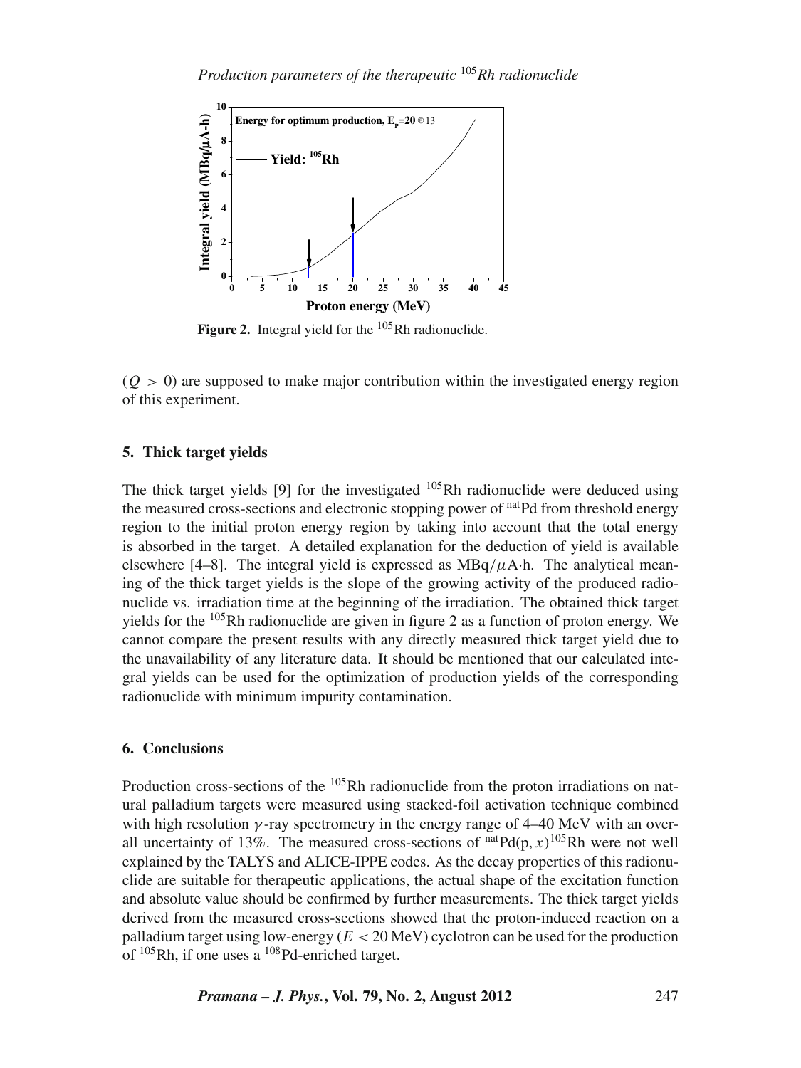Energy for optimum production, $E_p$=20 ® 13

Yield: $^{105}$Rh

Integral yield (MBq/μA-h)

0
2
4
6
8
10

0
5
10
15
20
25
30
35
40
45

Proton energy (MeV)

**Figure 2.** Integral yield for the $^{105}$Rh radionuclide.

($Q > 0$) are supposed to make major contribution within the investigated energy region of this experiment.

## 5. Thick target yields

The thick target yields [9] for the investigated $^{105}$Rh radionuclide were deduced using the measured cross-sections and electronic stopping power of $^{nat}$Pd from threshold energy region to the initial proton energy region by taking into account that the total energy is absorbed in the target. A detailed explanation for the deduction of yield is available elsewhere [4–8]. The integral yield is expressed as MBq/$\mu$A·h. The analytical meaning of the thick target yields is the slope of the growing activity of the produced radionuclide vs. irradiation time at the beginning of the irradiation. The obtained thick target yields for the $^{105}$Rh radionuclide are given in figure 2 as a function of proton energy. We cannot compare the present results with any directly measured thick target yield due to the unavailability of any literature data. It should be mentioned that our calculated integral yields can be used for the optimization of production yields of the corresponding radionuclide with minimum impurity contamination.

## 6. Conclusions

Production cross-sections of the $^{105}$Rh radionuclide from the proton irradiations on natural palladium targets were measured using stacked-foil activation technique combined with high resolution $\gamma$-ray spectrometry in the energy range of 4–40 MeV with an overall uncertainty of 13%. The measured cross-sections of $^{nat}$Pd(p, $x$)$^{105}$Rh were not well explained by the TALYS and ALICE-IPPE codes. As the decay properties of this radionuclide are suitable for therapeutic applications, the actual shape of the excitation function and absolute value should be confirmed by further measurements. The thick target yields derived from the measured cross-sections showed that the proton-induced reaction on a palladium target using low-energy ($E < 20$ MeV) cyclotron can be used for the production of $^{105}$Rh, if one uses a $^{108}$Pd-enriched target.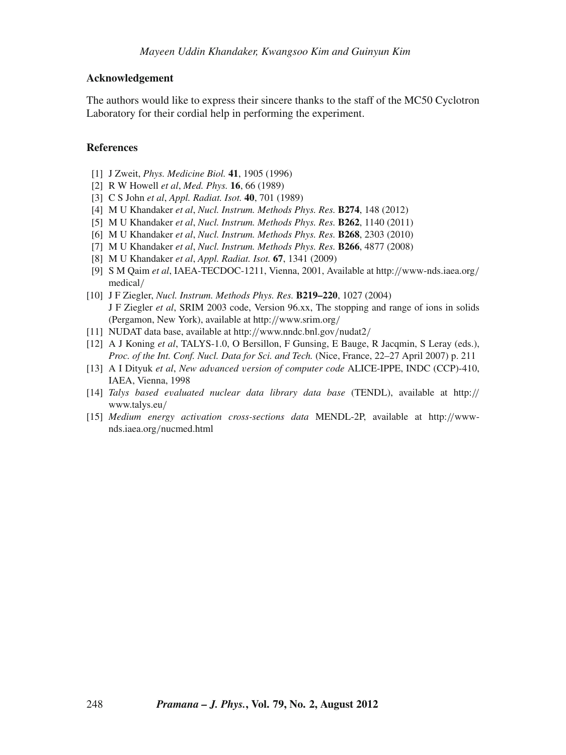## Acknowledgement

The authors would like to express their sincere thanks to the staff of the MC50 Cyclotron Laboratory for their cordial help in performing the experiment.

## References

[1] J Zweit, *Phys. Medicine Biol.* **41**, 1905 (1996)

[2] R W Howell *et al*, *Med. Phys.* **16**, 66 (1989)

[3] C S John *et al*, *Appl. Radiat. Isot.* **40**, 701 (1989)

[4] M U Khandaker *et al*, *Nucl. Instrum. Methods Phys. Res.* **B274**, 148 (2012)

[5] M U Khandaker *et al*, *Nucl. Instrum. Methods Phys. Res.* **B262**, 1140 (2011)

[6] M U Khandaker *et al*, *Nucl. Instrum. Methods Phys. Res.* **B268**, 2303 (2010)

[7] M U Khandaker *et al*, *Nucl. Instrum. Methods Phys. Res.* **B266**, 4877 (2008)

[8] M U Khandaker *et al*, *Appl. Radiat. Isot.* **67**, 1341 (2009)

[9] S M Qaim *et al*, IAEA-TECDOC-1211, Vienna, 2001, Available at http://www-nds.iaea.org/medical/

[10] J F Ziegler, *Nucl. Instrum. Methods Phys. Res.* **B219–220**, 1027 (2004)
J F Ziegler *et al*, SRIM 2003 code, Version 96.xx, The stopping and range of ions in solids (Pergamon, New York), available at http://www.srim.org/

[11] NUDAT data base, available at http://www.nndc.bnl.gov/nudat2/

[12] A J Koning *et al*, TALYS-1.0, O Bersillon, F Gunsing, E Bauge, R Jacqmin, S Leray (eds.), *Proc. of the Int. Conf. Nucl. Data for Sci. and Tech.* (Nice, France, 22–27 April 2007) p. 211

[13] A I Dityuk *et al*, *New advanced version of computer code* ALICE-IPPE, INDC (CCP)-410, IAEA, Vienna, 1998

[14] *Talys based evaluated nuclear data library data base* (TENDL), available at http://www.talys.eu/

[15] *Medium energy activation cross-sections data* MENDL-2P, available at http://www-nds.iaea.org/nucmed.html